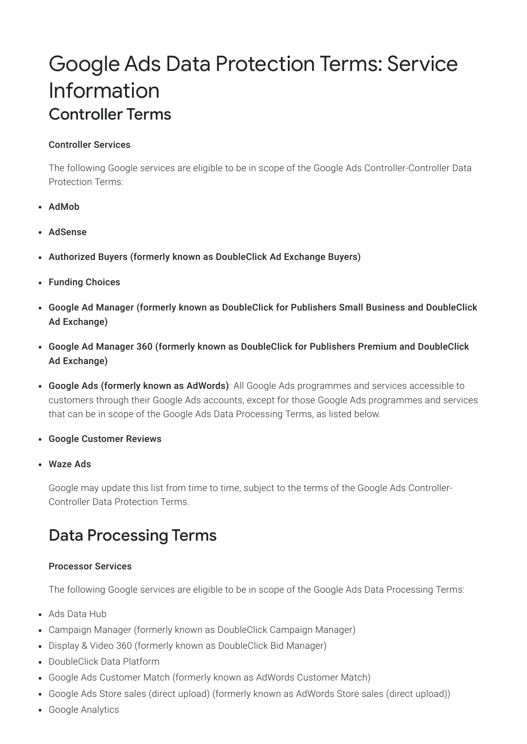# Google Ads Data Protection Terms: Service Information

## Controller Terms

**Controller Services**

The following Google services are eligible to be in scope of the Google Ads Controller-Controller Data Protection Terms:

- **AdMob**
- **AdSense**
- **Authorized Buyers (formerly known as DoubleClick Ad Exchange Buyers)**
- **Funding Choices**
- **Google Ad Manager (formerly known as DoubleClick for Publishers Small Business and DoubleClick Ad Exchange)**
- **Google Ad Manager 360 (formerly known as DoubleClick for Publishers Premium and DoubleClick Ad Exchange)**
- **Google Ads (formerly known as AdWords)**: All Google Ads programmes and services accessible to customers through their Google Ads accounts, except for those Google Ads programmes and services that can be in scope of the Google Ads Data Processing Terms, as listed below.
- **Google Customer Reviews**
- **Waze Ads**

Google may update this list from time to time, subject to the terms of the Google Ads Controller-Controller Data Protection Terms.

## Data Processing Terms

**Processor Services**

The following Google services are eligible to be in scope of the Google Ads Data Processing Terms:

- Ads Data Hub
- Campaign Manager (formerly known as DoubleClick Campaign Manager)
- Display & Video 360 (formerly known as DoubleClick Bid Manager)
- DoubleClick Data Platform
- Google Ads Customer Match (formerly known as AdWords Customer Match)
- Google Ads Store sales (direct upload) (formerly known as AdWords Store sales (direct upload))
- Google Analytics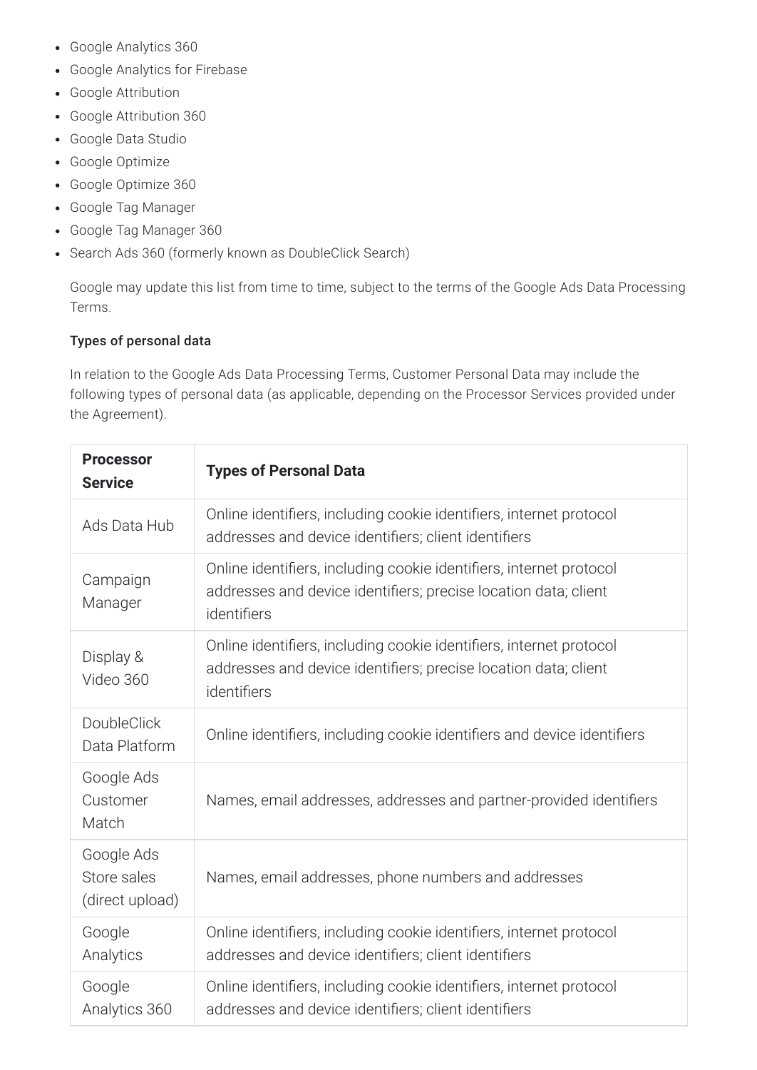- Google Analytics 360
- Google Analytics for Firebase
- Google Attribution
- Google Attribution 360
- Google Data Studio
- Google Optimize
- Google Optimize 360
- Google Tag Manager
- Google Tag Manager 360
- Search Ads 360 (formerly known as DoubleClick Search)

  Google may update this list from time to time, subject to the terms of the Google Ads Data Processing Terms.

#### Types of personal data

In relation to the Google Ads Data Processing Terms, Customer Personal Data may include the following types of personal data (as applicable, depending on the Processor Services provided under the Agreement).

| Processor Service | Types of Personal Data |
|---|---|
| Ads Data Hub | Online identifiers, including cookie identifiers, internet protocol addresses and device identifiers; client identifiers |
| Campaign Manager | Online identifiers, including cookie identifiers, internet protocol addresses and device identifiers; precise location data; client identifiers |
| Display & Video 360 | Online identifiers, including cookie identifiers, internet protocol addresses and device identifiers; precise location data; client identifiers |
| DoubleClick Data Platform | Online identifiers, including cookie identifiers and device identifiers |
| Google Ads Customer Match | Names, email addresses, addresses and partner-provided identifiers |
| Google Ads Store sales (direct upload) | Names, email addresses, phone numbers and addresses |
| Google Analytics | Online identifiers, including cookie identifiers, internet protocol addresses and device identifiers; client identifiers |
| Google Analytics 360 | Online identifiers, including cookie identifiers, internet protocol addresses and device identifiers; client identifiers |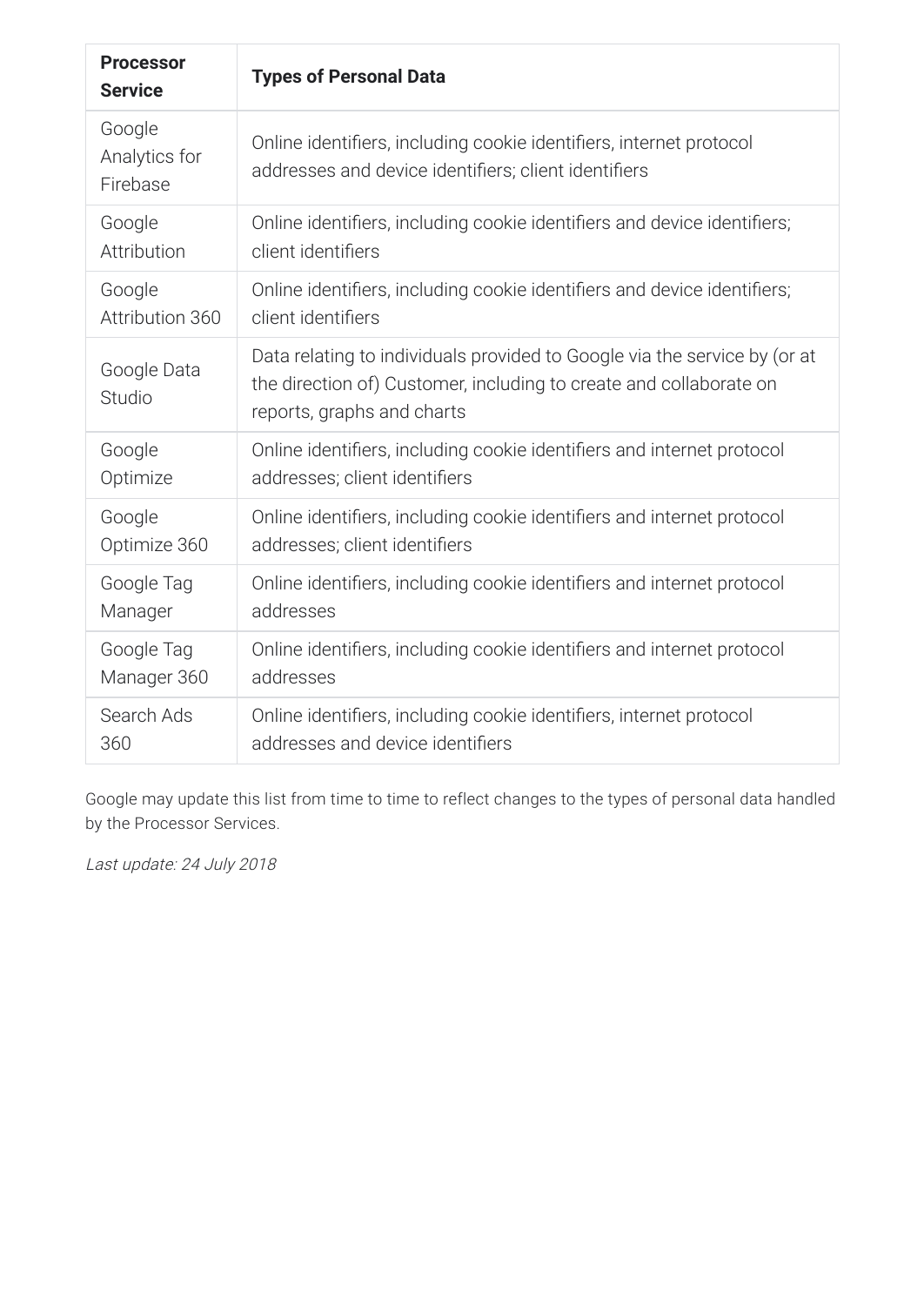| Processor Service | Types of Personal Data |
| --- | --- |
| Google Analytics for Firebase | Online identifiers, including cookie identifiers, internet protocol addresses and device identifiers; client identifiers |
| Google Attribution | Online identifiers, including cookie identifiers and device identifiers; client identifiers |
| Google Attribution 360 | Online identifiers, including cookie identifiers and device identifiers; client identifiers |
| Google Data Studio | Data relating to individuals provided to Google via the service by (or at the direction of) Customer, including to create and collaborate on reports, graphs and charts |
| Google Optimize | Online identifiers, including cookie identifiers and internet protocol addresses; client identifiers |
| Google Optimize 360 | Online identifiers, including cookie identifiers and internet protocol addresses; client identifiers |
| Google Tag Manager | Online identifiers, including cookie identifiers and internet protocol addresses |
| Google Tag Manager 360 | Online identifiers, including cookie identifiers and internet protocol addresses |
| Search Ads 360 | Online identifiers, including cookie identifiers, internet protocol addresses and device identifiers |

Google may update this list from time to time to reflect changes to the types of personal data handled by the Processor Services.

*Last update: 24 July 2018*